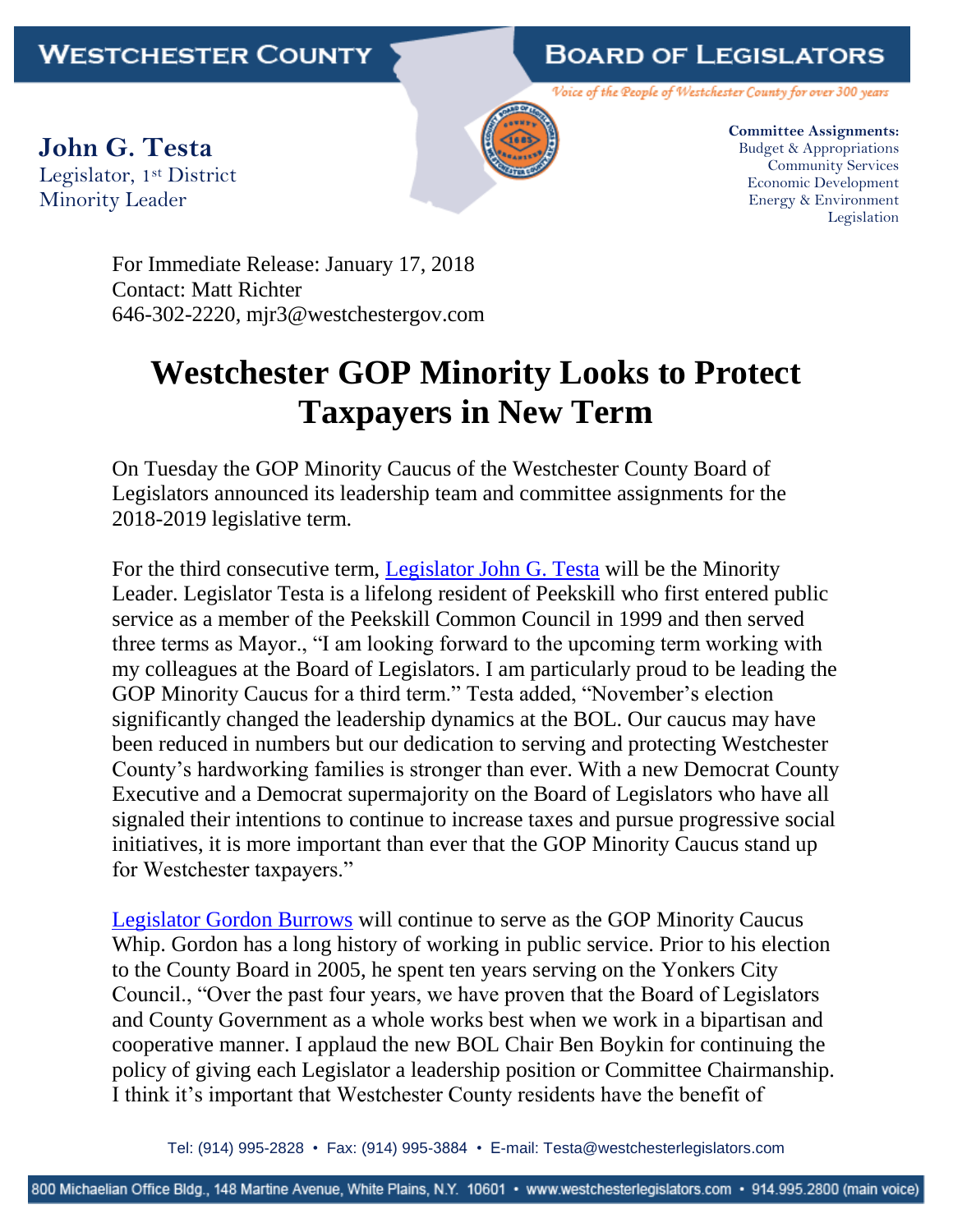WESTCHESTER COUNTY | BOARD OF LEGISLATORS

*Voice of the People of Westchester County for over 300 years*

**John G. Testa**
Legislator, 1st District
Minority Leader

**Committee Assignments:**
Budget & Appropriations
Community Services
Economic Development
Energy & Environment
Legislation

For Immediate Release: January 17, 2018
Contact: Matt Richter
646-302-2220, mjr3@westchestergov.com

# Westchester GOP Minority Looks to Protect Taxpayers in New Term

On Tuesday the GOP Minority Caucus of the Westchester County Board of Legislators announced its leadership team and committee assignments for the 2018-2019 legislative term.

For the third consecutive term, Legislator John G. Testa will be the Minority Leader. Legislator Testa is a lifelong resident of Peekskill who first entered public service as a member of the Peekskill Common Council in 1999 and then served three terms as Mayor., "I am looking forward to the upcoming term working with my colleagues at the Board of Legislators. I am particularly proud to be leading the GOP Minority Caucus for a third term." Testa added, "November's election significantly changed the leadership dynamics at the BOL. Our caucus may have been reduced in numbers but our dedication to serving and protecting Westchester County's hardworking families is stronger than ever. With a new Democrat County Executive and a Democrat supermajority on the Board of Legislators who have all signaled their intentions to continue to increase taxes and pursue progressive social initiatives, it is more important than ever that the GOP Minority Caucus stand up for Westchester taxpayers."

Legislator Gordon Burrows will continue to serve as the GOP Minority Caucus Whip. Gordon has a long history of working in public service. Prior to his election to the County Board in 2005, he spent ten years serving on the Yonkers City Council., "Over the past four years, we have proven that the Board of Legislators and County Government as a whole works best when we work in a bipartisan and cooperative manner. I applaud the new BOL Chair Ben Boykin for continuing the policy of giving each Legislator a leadership position or Committee Chairmanship. I think it's important that Westchester County residents have the benefit of

Tel: (914) 995-2828 • Fax: (914) 995-3884 • E-mail: Testa@westchesterlegislators.com

800 Michaelian Office Bldg., 148 Martine Avenue, White Plains, N.Y. 10601 • www.westchesterlegislators.com • 914.995.2800 (main voice)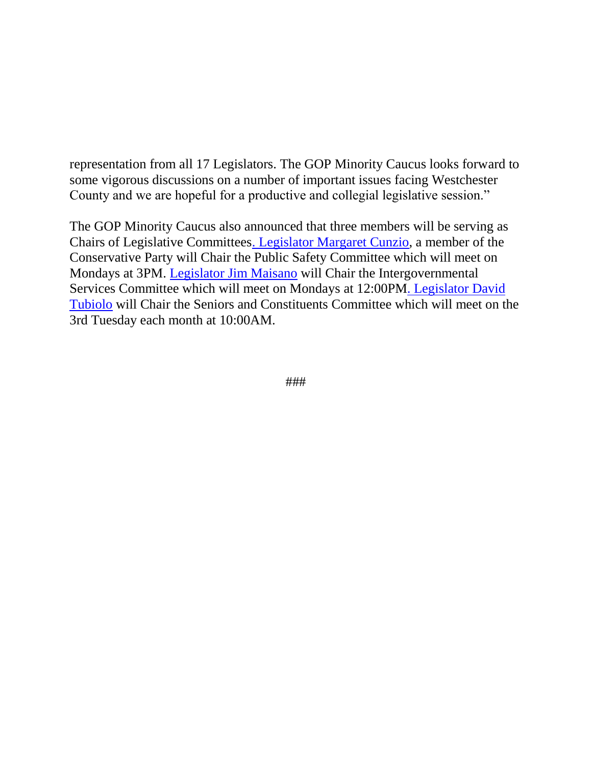representation from all 17 Legislators. The GOP Minority Caucus looks forward to some vigorous discussions on a number of important issues facing Westchester County and we are hopeful for a productive and collegial legislative session."

The GOP Minority Caucus also announced that three members will be serving as Chairs of Legislative Committees. Legislator Margaret Cunzio, a member of the Conservative Party will Chair the Public Safety Committee which will meet on Mondays at 3PM. Legislator Jim Maisano will Chair the Intergovernmental Services Committee which will meet on Mondays at 12:00PM. Legislator David Tubiolo will Chair the Seniors and Constituents Committee which will meet on the 3rd Tuesday each month at 10:00AM.

###